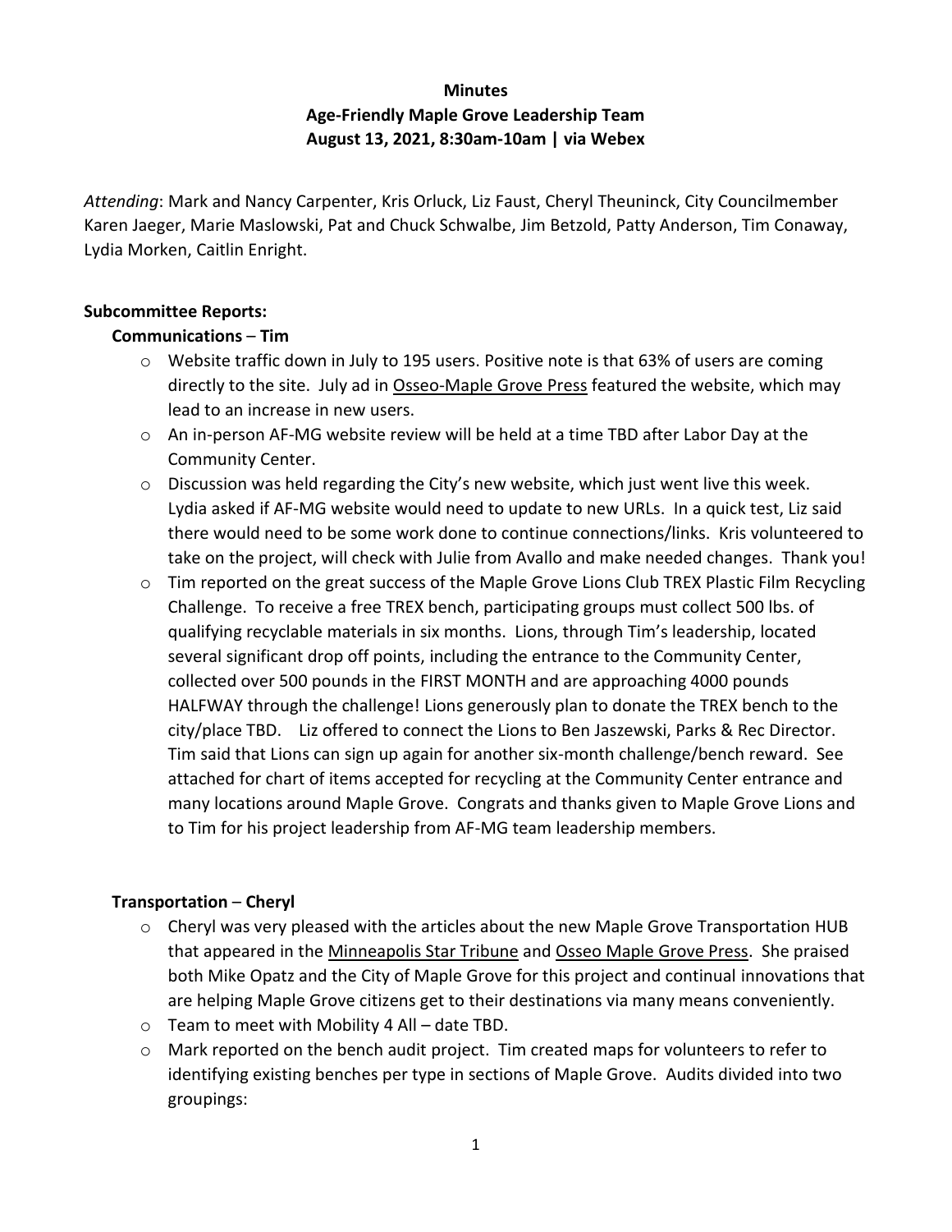**Minutes**

**Age-Friendly Maple Grove Leadership Team**

**August 13, 2021, 8:30am-10am | via Webex**

*Attending*: Mark and Nancy Carpenter, Kris Orluck, Liz Faust, Cheryl Theuninck, City Councilmember Karen Jaeger, Marie Maslowski, Pat and Chuck Schwalbe, Jim Betzold, Patty Anderson, Tim Conaway, Lydia Morken, Caitlin Enright.

**Subcommittee Reports:**

**Communications** – **Tim**

- Website traffic down in July to 195 users. Positive note is that 63% of users are coming directly to the site. July ad in Osseo-Maple Grove Press featured the website, which may lead to an increase in new users.
- An in-person AF-MG website review will be held at a time TBD after Labor Day at the Community Center.
- Discussion was held regarding the City's new website, which just went live this week. Lydia asked if AF-MG website would need to update to new URLs. In a quick test, Liz said there would need to be some work done to continue connections/links. Kris volunteered to take on the project, will check with Julie from Avallo and make needed changes. Thank you!
- Tim reported on the great success of the Maple Grove Lions Club TREX Plastic Film Recycling Challenge. To receive a free TREX bench, participating groups must collect 500 lbs. of qualifying recyclable materials in six months. Lions, through Tim's leadership, located several significant drop off points, including the entrance to the Community Center, collected over 500 pounds in the FIRST MONTH and are approaching 4000 pounds HALFWAY through the challenge! Lions generously plan to donate the TREX bench to the city/place TBD. Liz offered to connect the Lions to Ben Jaszewski, Parks & Rec Director. Tim said that Lions can sign up again for another six-month challenge/bench reward. See attached for chart of items accepted for recycling at the Community Center entrance and many locations around Maple Grove. Congrats and thanks given to Maple Grove Lions and to Tim for his project leadership from AF-MG team leadership members.

**Transportation** – **Cheryl**

- Cheryl was very pleased with the articles about the new Maple Grove Transportation HUB that appeared in the Minneapolis Star Tribune and Osseo Maple Grove Press. She praised both Mike Opatz and the City of Maple Grove for this project and continual innovations that are helping Maple Grove citizens get to their destinations via many means conveniently.
- Team to meet with Mobility 4 All – date TBD.
- Mark reported on the bench audit project. Tim created maps for volunteers to refer to identifying existing benches per type in sections of Maple Grove. Audits divided into two groupings: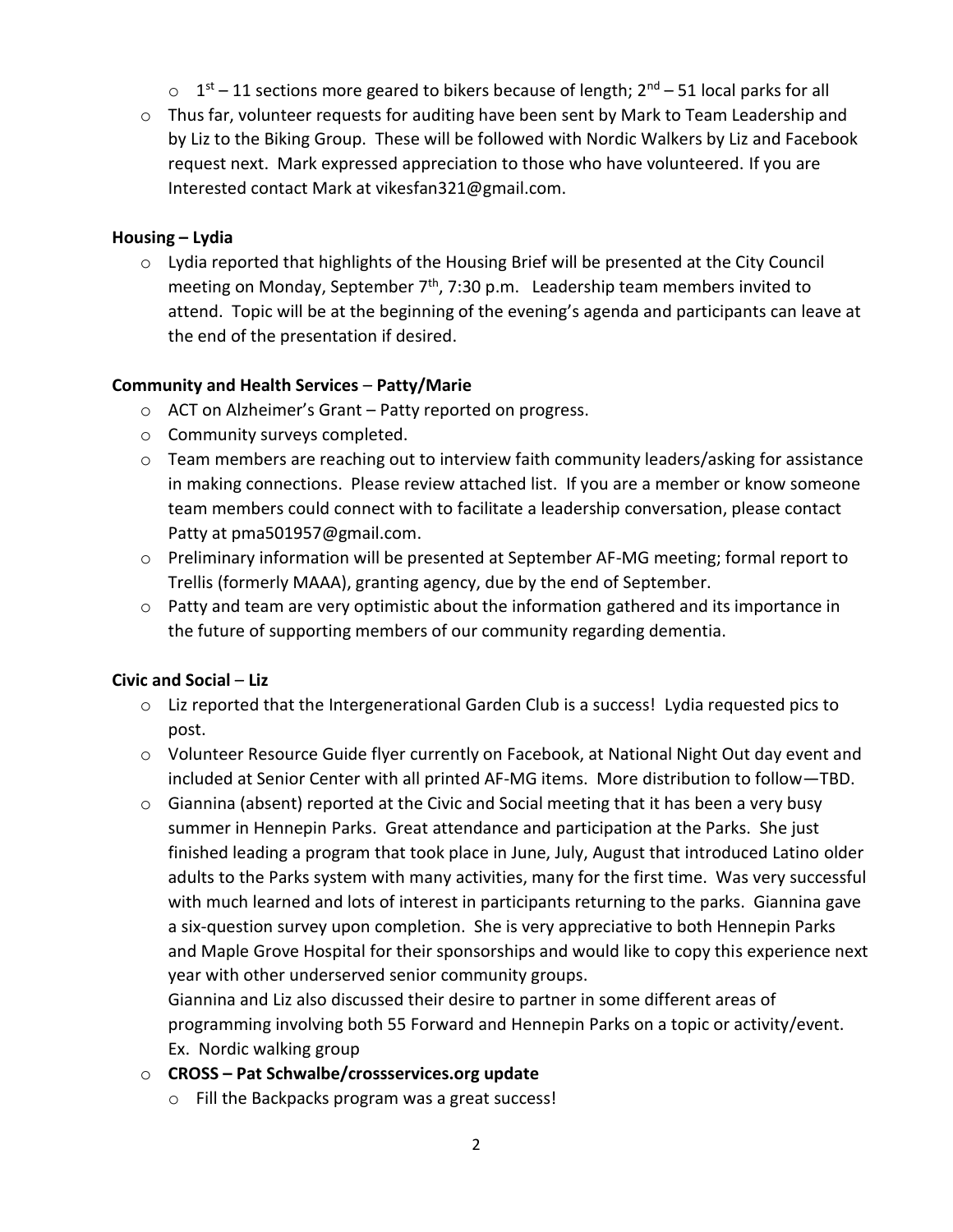- 1st – 11 sections more geared to bikers because of length; 2nd – 51 local parks for all
- Thus far, volunteer requests for auditing have been sent by Mark to Team Leadership and by Liz to the Biking Group. These will be followed with Nordic Walkers by Liz and Facebook request next. Mark expressed appreciation to those who have volunteered. If you are Interested contact Mark at vikesfan321@gmail.com.

**Housing – Lydia**

- Lydia reported that highlights of the Housing Brief will be presented at the City Council meeting on Monday, September 7th, 7:30 p.m. Leadership team members invited to attend. Topic will be at the beginning of the evening's agenda and participants can leave at the end of the presentation if desired.

**Community and Health Services – Patty/Marie**

- ACT on Alzheimer's Grant – Patty reported on progress.
- Community surveys completed.
- Team members are reaching out to interview faith community leaders/asking for assistance in making connections. Please review attached list. If you are a member or know someone team members could connect with to facilitate a leadership conversation, please contact Patty at pma501957@gmail.com.
- Preliminary information will be presented at September AF-MG meeting; formal report to Trellis (formerly MAAA), granting agency, due by the end of September.
- Patty and team are very optimistic about the information gathered and its importance in the future of supporting members of our community regarding dementia.

**Civic and Social – Liz**

- Liz reported that the Intergenerational Garden Club is a success! Lydia requested pics to post.
- Volunteer Resource Guide flyer currently on Facebook, at National Night Out day event and included at Senior Center with all printed AF-MG items. More distribution to follow—TBD.
- Giannina (absent) reported at the Civic and Social meeting that it has been a very busy summer in Hennepin Parks. Great attendance and participation at the Parks. She just finished leading a program that took place in June, July, August that introduced Latino older adults to the Parks system with many activities, many for the first time. Was very successful with much learned and lots of interest in participants returning to the parks. Giannina gave a six-question survey upon completion. She is very appreciative to both Hennepin Parks and Maple Grove Hospital for their sponsorships and would like to copy this experience next year with other underserved senior community groups.

  Giannina and Liz also discussed their desire to partner in some different areas of programming involving both 55 Forward and Hennepin Parks on a topic or activity/event. Ex. Nordic walking group
- **CROSS – Pat Schwalbe/crossservices.org update**
  - Fill the Backpacks program was a great success!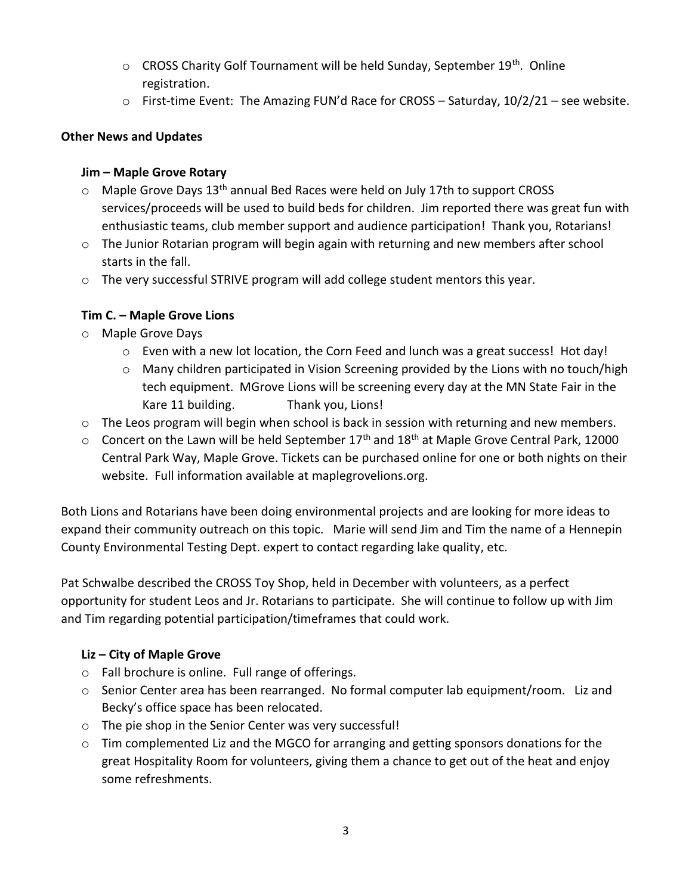- CROSS Charity Golf Tournament will be held Sunday, September 19th. Online registration.
- First-time Event: The Amazing FUN'd Race for CROSS – Saturday, 10/2/21 – see website.

**Other News and Updates**

**Jim – Maple Grove Rotary**

- Maple Grove Days 13th annual Bed Races were held on July 17th to support CROSS services/proceeds will be used to build beds for children. Jim reported there was great fun with enthusiastic teams, club member support and audience participation! Thank you, Rotarians!
- The Junior Rotarian program will begin again with returning and new members after school starts in the fall.
- The very successful STRIVE program will add college student mentors this year.

**Tim C. – Maple Grove Lions**

- Maple Grove Days
  - Even with a new lot location, the Corn Feed and lunch was a great success! Hot day!
  - Many children participated in Vision Screening provided by the Lions with no touch/high tech equipment. MGrove Lions will be screening every day at the MN State Fair in the Kare 11 building. Thank you, Lions!
- The Leos program will begin when school is back in session with returning and new members.
- Concert on the Lawn will be held September 17th and 18th at Maple Grove Central Park, 12000 Central Park Way, Maple Grove. Tickets can be purchased online for one or both nights on their website. Full information available at maplegrovelions.org.

Both Lions and Rotarians have been doing environmental projects and are looking for more ideas to expand their community outreach on this topic. Marie will send Jim and Tim the name of a Hennepin County Environmental Testing Dept. expert to contact regarding lake quality, etc.

Pat Schwalbe described the CROSS Toy Shop, held in December with volunteers, as a perfect opportunity for student Leos and Jr. Rotarians to participate. She will continue to follow up with Jim and Tim regarding potential participation/timeframes that could work.

**Liz – City of Maple Grove**

- Fall brochure is online. Full range of offerings.
- Senior Center area has been rearranged. No formal computer lab equipment/room. Liz and Becky's office space has been relocated.
- The pie shop in the Senior Center was very successful!
- Tim complemented Liz and the MGCO for arranging and getting sponsors donations for the great Hospitality Room for volunteers, giving them a chance to get out of the heat and enjoy some refreshments.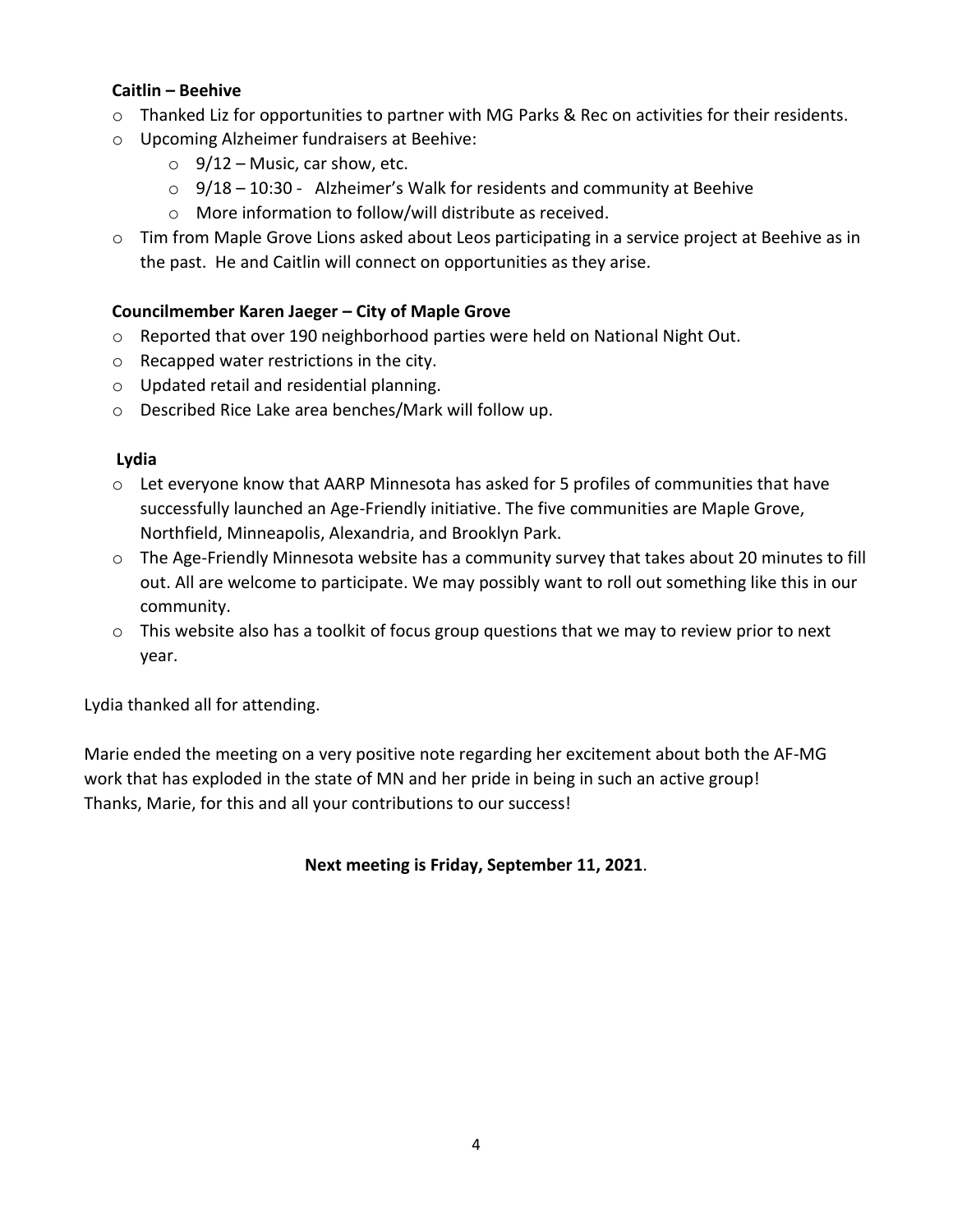**Caitlin – Beehive**

- Thanked Liz for opportunities to partner with MG Parks & Rec on activities for their residents.
- Upcoming Alzheimer fundraisers at Beehive:
  - 9/12 – Music, car show, etc.
  - 9/18 – 10:30 - Alzheimer's Walk for residents and community at Beehive
  - More information to follow/will distribute as received.
- Tim from Maple Grove Lions asked about Leos participating in a service project at Beehive as in the past. He and Caitlin will connect on opportunities as they arise.

**Councilmember Karen Jaeger – City of Maple Grove**

- Reported that over 190 neighborhood parties were held on National Night Out.
- Recapped water restrictions in the city.
- Updated retail and residential planning.
- Described Rice Lake area benches/Mark will follow up.

**Lydia**

- Let everyone know that AARP Minnesota has asked for 5 profiles of communities that have successfully launched an Age-Friendly initiative. The five communities are Maple Grove, Northfield, Minneapolis, Alexandria, and Brooklyn Park.
- The Age-Friendly Minnesota website has a community survey that takes about 20 minutes to fill out. All are welcome to participate. We may possibly want to roll out something like this in our community.
- This website also has a toolkit of focus group questions that we may to review prior to next year.

Lydia thanked all for attending.

Marie ended the meeting on a very positive note regarding her excitement about both the AF-MG work that has exploded in the state of MN and her pride in being in such an active group! Thanks, Marie, for this and all your contributions to our success!

**Next meeting is Friday, September 11, 2021**.